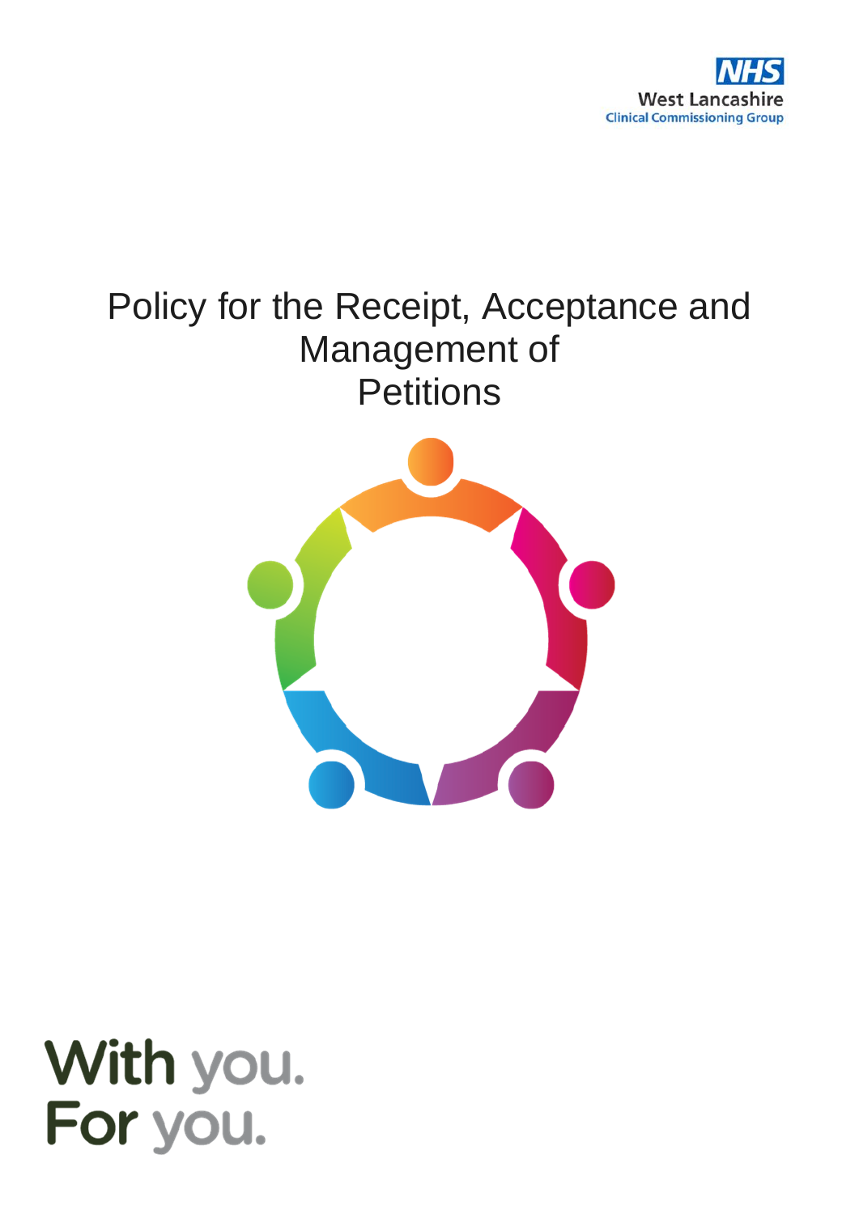NHS
West Lancashire
Clinical Commissioning Group

# Policy for the Receipt, Acceptance and Management of Petitions

With you.
For you.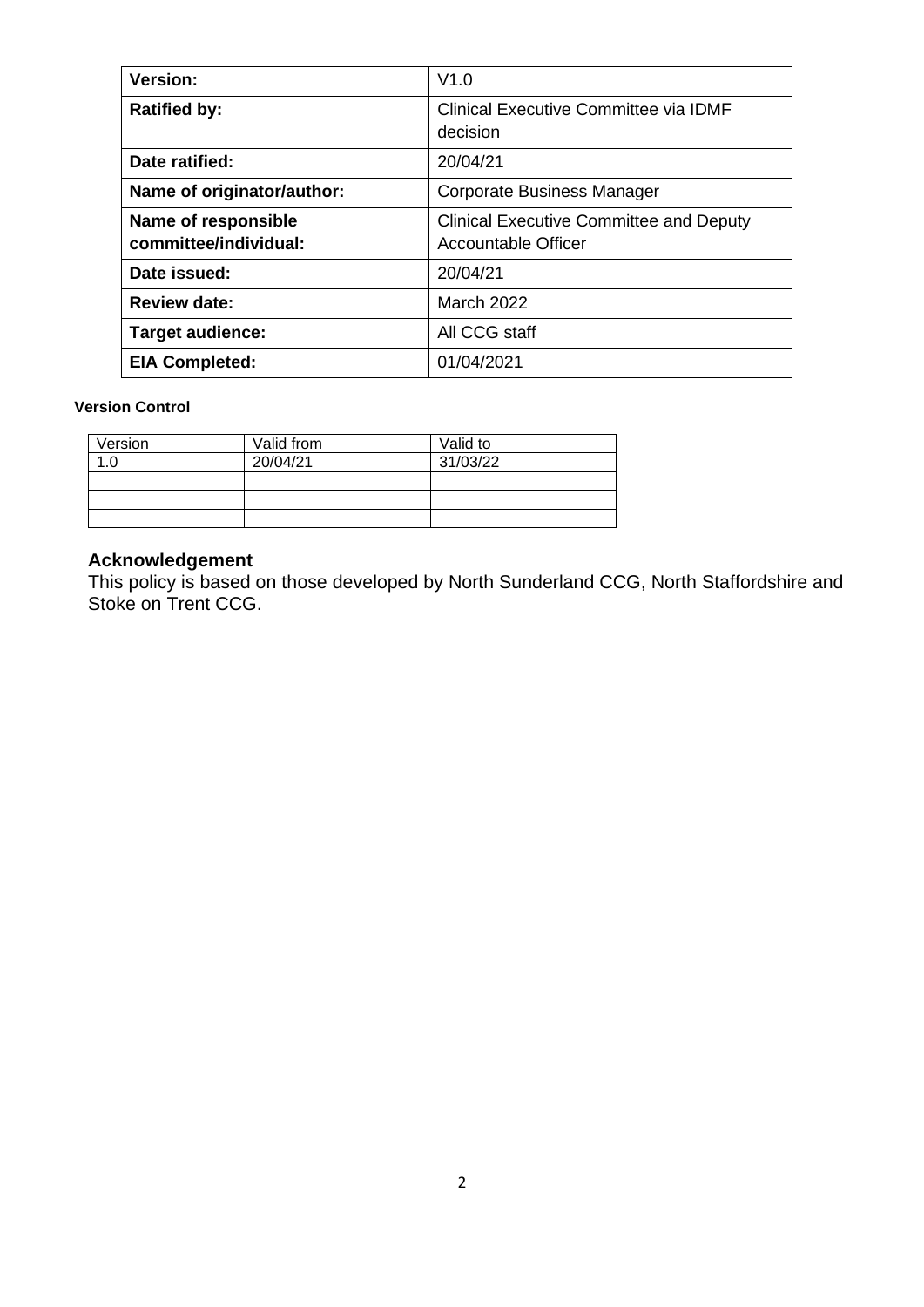| Version: | V1.0 |
|---|---|
| **Ratified by:** | Clinical Executive Committee via IDMF decision |
| **Date ratified:** | 20/04/21 |
| **Name of originator/author:** | Corporate Business Manager |
| **Name of responsible committee/individual:** | Clinical Executive Committee and Deputy Accountable Officer |
| **Date issued:** | 20/04/21 |
| **Review date:** | March 2022 |
| **Target audience:** | All CCG staff |
| **EIA Completed:** | 01/04/2021 |

**Version Control**

| Version | Valid from | Valid to |
|---|---|---|
| 1.0 | 20/04/21 | 31/03/22 |
| | | |
| | | |
| | | |

## Acknowledgement

This policy is based on those developed by North Sunderland CCG, North Staffordshire and Stoke on Trent CCG.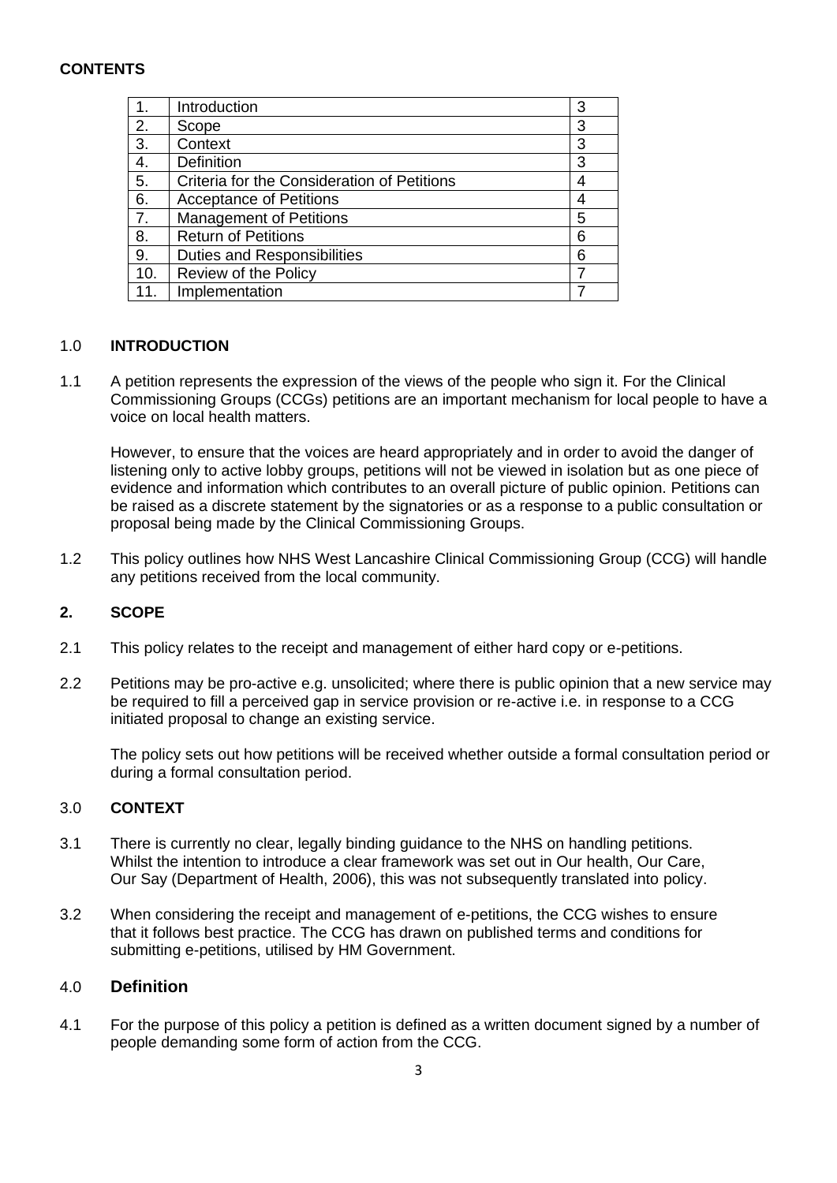**CONTENTS**

| | | |
|---|---|---|
| 1. | Introduction | 3 |
| 2. | Scope | 3 |
| 3. | Context | 3 |
| 4. | Definition | 3 |
| 5. | Criteria for the Consideration of Petitions | 4 |
| 6. | Acceptance of Petitions | 4 |
| 7. | Management of Petitions | 5 |
| 8. | Return of Petitions | 6 |
| 9. | Duties and Responsibilities | 6 |
| 10. | Review of the Policy | 7 |
| 11. | Implementation | 7 |

## 1.0 INTRODUCTION

1.1 A petition represents the expression of the views of the people who sign it. For the Clinical Commissioning Groups (CCGs) petitions are an important mechanism for local people to have a voice on local health matters.

However, to ensure that the voices are heard appropriately and in order to avoid the danger of listening only to active lobby groups, petitions will not be viewed in isolation but as one piece of evidence and information which contributes to an overall picture of public opinion. Petitions can be raised as a discrete statement by the signatories or as a response to a public consultation or proposal being made by the Clinical Commissioning Groups.

1.2 This policy outlines how NHS West Lancashire Clinical Commissioning Group (CCG) will handle any petitions received from the local community.

## 2. SCOPE

2.1 This policy relates to the receipt and management of either hard copy or e-petitions.

2.2 Petitions may be pro-active e.g. unsolicited; where there is public opinion that a new service may be required to fill a perceived gap in service provision or re-active i.e. in response to a CCG initiated proposal to change an existing service.

The policy sets out how petitions will be received whether outside a formal consultation period or during a formal consultation period.

## 3.0 CONTEXT

3.1 There is currently no clear, legally binding guidance to the NHS on handling petitions. Whilst the intention to introduce a clear framework was set out in Our health, Our Care, Our Say (Department of Health, 2006), this was not subsequently translated into policy.

3.2 When considering the receipt and management of e-petitions, the CCG wishes to ensure that it follows best practice. The CCG has drawn on published terms and conditions for submitting e-petitions, utilised by HM Government.

## 4.0 Definition

4.1 For the purpose of this policy a petition is defined as a written document signed by a number of people demanding some form of action from the CCG.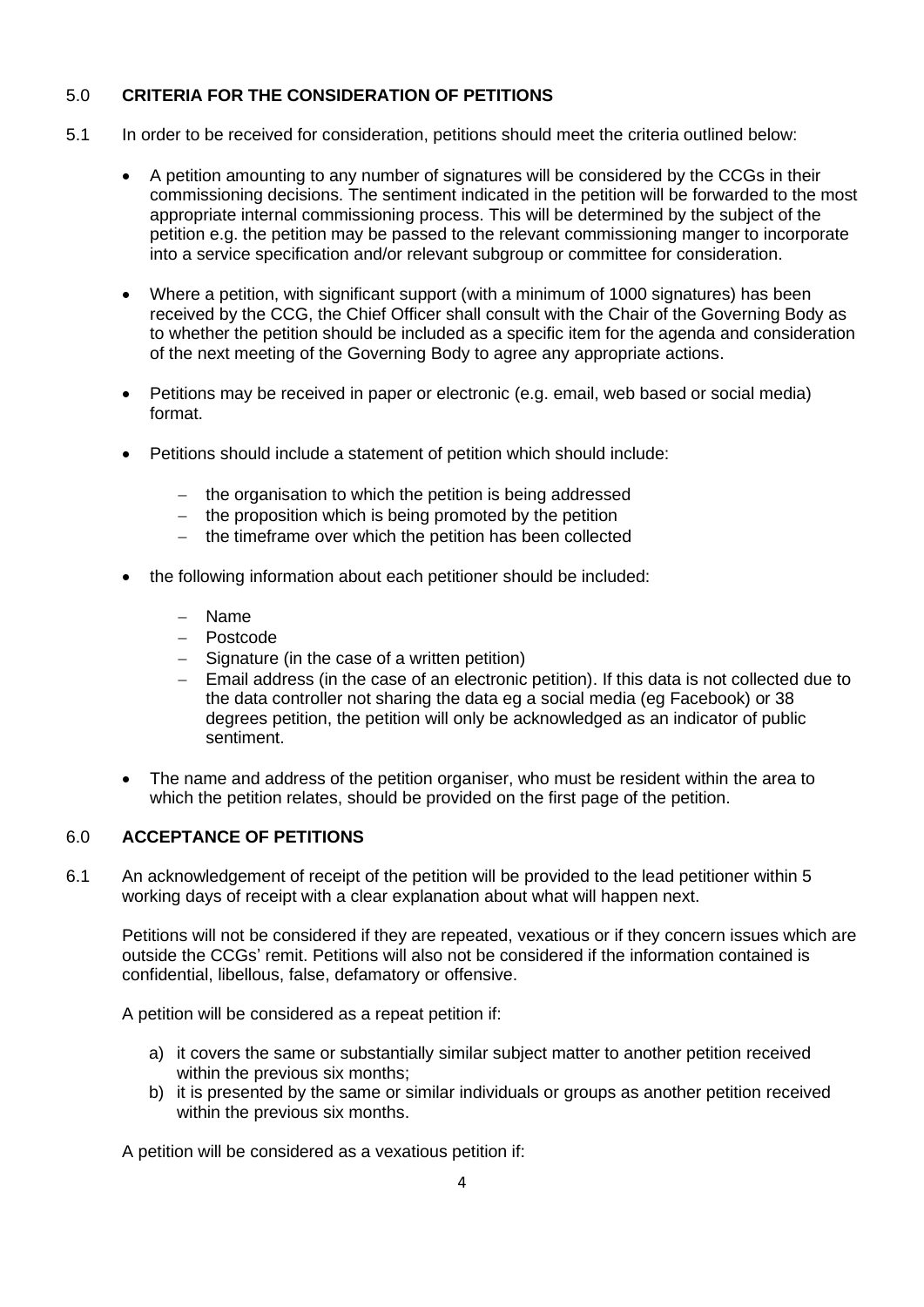## 5.0 CRITERIA FOR THE CONSIDERATION OF PETITIONS

5.1 In order to be received for consideration, petitions should meet the criteria outlined below:

- A petition amounting to any number of signatures will be considered by the CCGs in their commissioning decisions. The sentiment indicated in the petition will be forwarded to the most appropriate internal commissioning process. This will be determined by the subject of the petition e.g. the petition may be passed to the relevant commissioning manger to incorporate into a service specification and/or relevant subgroup or committee for consideration.

- Where a petition, with significant support (with a minimum of 1000 signatures) has been received by the CCG, the Chief Officer shall consult with the Chair of the Governing Body as to whether the petition should be included as a specific item for the agenda and consideration of the next meeting of the Governing Body to agree any appropriate actions.

- Petitions may be received in paper or electronic (e.g. email, web based or social media) format.

- Petitions should include a statement of petition which should include:
  - the organisation to which the petition is being addressed
  - the proposition which is being promoted by the petition
  - the timeframe over which the petition has been collected

- the following information about each petitioner should be included:
  - Name
  - Postcode
  - Signature (in the case of a written petition)
  - Email address (in the case of an electronic petition). If this data is not collected due to the data controller not sharing the data eg a social media (eg Facebook) or 38 degrees petition, the petition will only be acknowledged as an indicator of public sentiment.

- The name and address of the petition organiser, who must be resident within the area to which the petition relates, should be provided on the first page of the petition.

## 6.0 ACCEPTANCE OF PETITIONS

6.1 An acknowledgement of receipt of the petition will be provided to the lead petitioner within 5 working days of receipt with a clear explanation about what will happen next.

Petitions will not be considered if they are repeated, vexatious or if they concern issues which are outside the CCGs' remit. Petitions will also not be considered if the information contained is confidential, libellous, false, defamatory or offensive.

A petition will be considered as a repeat petition if:

a) it covers the same or substantially similar subject matter to another petition received within the previous six months;
b) it is presented by the same or similar individuals or groups as another petition received within the previous six months.

A petition will be considered as a vexatious petition if: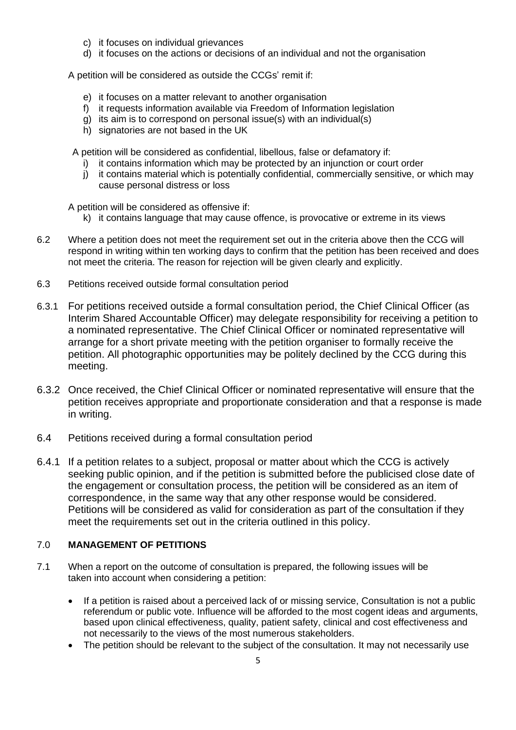c) it focuses on individual grievances
d) it focuses on the actions or decisions of an individual and not the organisation

A petition will be considered as outside the CCGs' remit if:

e) it focuses on a matter relevant to another organisation
f) it requests information available via Freedom of Information legislation
g) its aim is to correspond on personal issue(s) with an individual(s)
h) signatories are not based in the UK

A petition will be considered as confidential, libellous, false or defamatory if:

i) it contains information which may be protected by an injunction or court order
j) it contains material which is potentially confidential, commercially sensitive, or which may cause personal distress or loss

A petition will be considered as offensive if:

k) it contains language that may cause offence, is provocative or extreme in its views

6.2 Where a petition does not meet the requirement set out in the criteria above then the CCG will respond in writing within ten working days to confirm that the petition has been received and does not meet the criteria. The reason for rejection will be given clearly and explicitly.

6.3 Petitions received outside formal consultation period

6.3.1 For petitions received outside a formal consultation period, the Chief Clinical Officer (as Interim Shared Accountable Officer) may delegate responsibility for receiving a petition to a nominated representative. The Chief Clinical Officer or nominated representative will arrange for a short private meeting with the petition organiser to formally receive the petition. All photographic opportunities may be politely declined by the CCG during this meeting.

6.3.2 Once received, the Chief Clinical Officer or nominated representative will ensure that the petition receives appropriate and proportionate consideration and that a response is made in writing.

6.4 Petitions received during a formal consultation period

6.4.1 If a petition relates to a subject, proposal or matter about which the CCG is actively seeking public opinion, and if the petition is submitted before the publicised close date of the engagement or consultation process, the petition will be considered as an item of correspondence, in the same way that any other response would be considered. Petitions will be considered as valid for consideration as part of the consultation if they meet the requirements set out in the criteria outlined in this policy.

## 7.0 MANAGEMENT OF PETITIONS

7.1 When a report on the outcome of consultation is prepared, the following issues will be taken into account when considering a petition:

- If a petition is raised about a perceived lack of or missing service, Consultation is not a public referendum or public vote. Influence will be afforded to the most cogent ideas and arguments, based upon clinical effectiveness, quality, patient safety, clinical and cost effectiveness and not necessarily to the views of the most numerous stakeholders.
- The petition should be relevant to the subject of the consultation. It may not necessarily use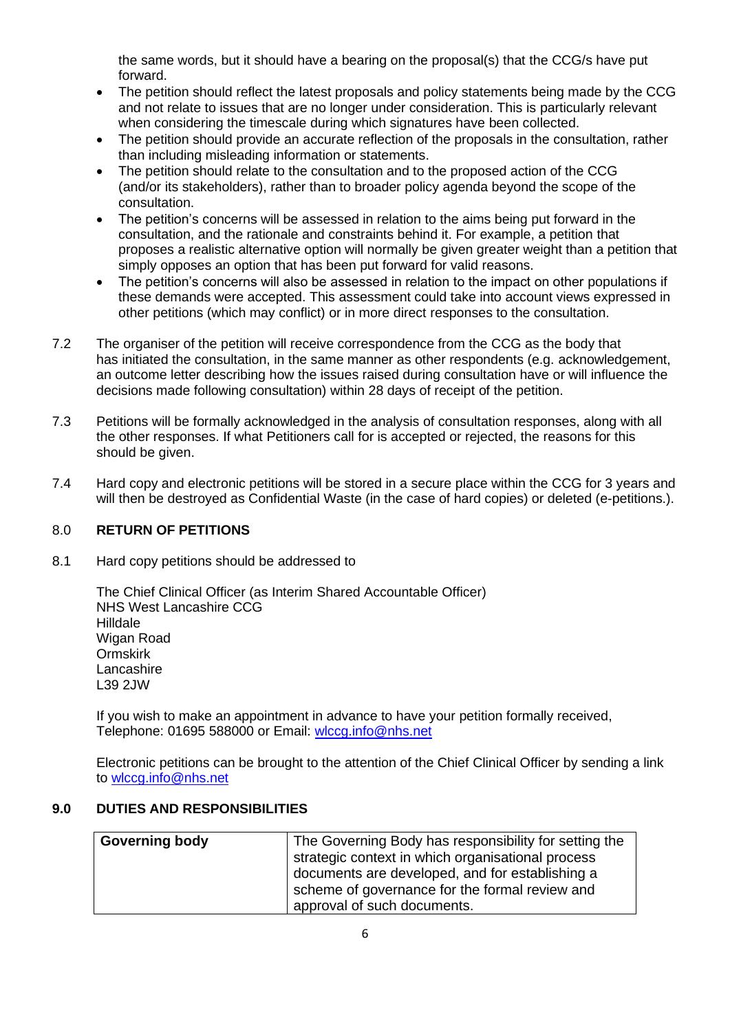the same words, but it should have a bearing on the proposal(s) that the CCG/s have put forward.

- The petition should reflect the latest proposals and policy statements being made by the CCG and not relate to issues that are no longer under consideration. This is particularly relevant when considering the timescale during which signatures have been collected.
- The petition should provide an accurate reflection of the proposals in the consultation, rather than including misleading information or statements.
- The petition should relate to the consultation and to the proposed action of the CCG (and/or its stakeholders), rather than to broader policy agenda beyond the scope of the consultation.
- The petition's concerns will be assessed in relation to the aims being put forward in the consultation, and the rationale and constraints behind it. For example, a petition that proposes a realistic alternative option will normally be given greater weight than a petition that simply opposes an option that has been put forward for valid reasons.
- The petition's concerns will also be assessed in relation to the impact on other populations if these demands were accepted. This assessment could take into account views expressed in other petitions (which may conflict) or in more direct responses to the consultation.

7.2 The organiser of the petition will receive correspondence from the CCG as the body that has initiated the consultation, in the same manner as other respondents (e.g. acknowledgement, an outcome letter describing how the issues raised during consultation have or will influence the decisions made following consultation) within 28 days of receipt of the petition.

7.3 Petitions will be formally acknowledged in the analysis of consultation responses, along with all the other responses. If what Petitioners call for is accepted or rejected, the reasons for this should be given.

7.4 Hard copy and electronic petitions will be stored in a secure place within the CCG for 3 years and will then be destroyed as Confidential Waste (in the case of hard copies) or deleted (e-petitions.).

## 8.0 RETURN OF PETITIONS

8.1 Hard copy petitions should be addressed to

The Chief Clinical Officer (as Interim Shared Accountable Officer)
NHS West Lancashire CCG
Hilldale
Wigan Road
Ormskirk
Lancashire
L39 2JW

If you wish to make an appointment in advance to have your petition formally received, Telephone: 01695 588000 or Email: wlccg.info@nhs.net

Electronic petitions can be brought to the attention of the Chief Clinical Officer by sending a link to wlccg.info@nhs.net

## 9.0 DUTIES AND RESPONSIBILITIES

| **Governing body** | The Governing Body has responsibility for setting the strategic context in which organisational process documents are developed, and for establishing a scheme of governance for the formal review and approval of such documents. |
|---|---|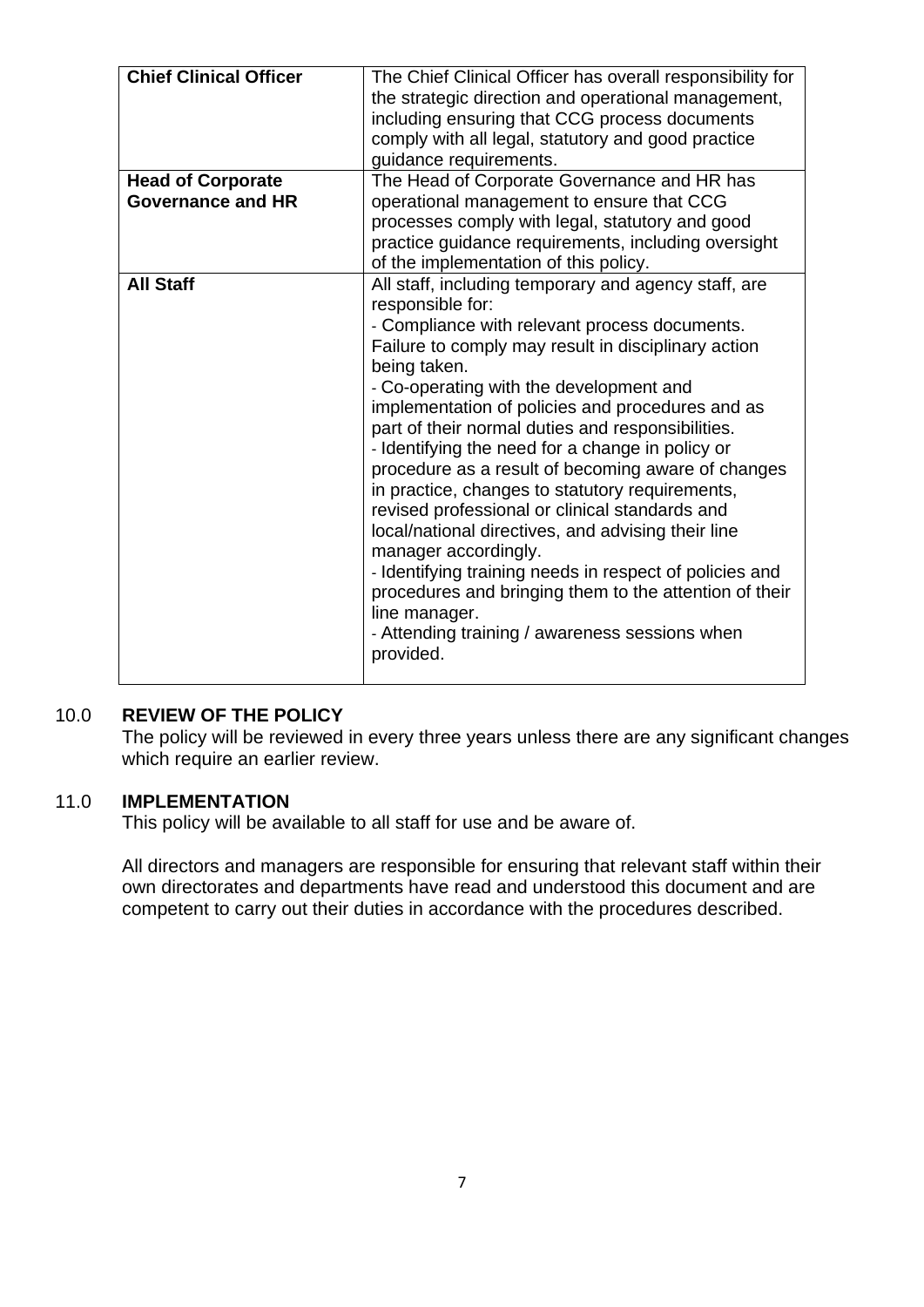| | |
|---|---|
| **Chief Clinical Officer** | The Chief Clinical Officer has overall responsibility for the strategic direction and operational management, including ensuring that CCG process documents comply with all legal, statutory and good practice guidance requirements. |
| **Head of Corporate Governance and HR** | The Head of Corporate Governance and HR has operational management to ensure that CCG processes comply with legal, statutory and good practice guidance requirements, including oversight of the implementation of this policy. |
| **All Staff** | All staff, including temporary and agency staff, are responsible for:<br>- Compliance with relevant process documents. Failure to comply may result in disciplinary action being taken.<br>- Co-operating with the development and implementation of policies and procedures and as part of their normal duties and responsibilities.<br>- Identifying the need for a change in policy or procedure as a result of becoming aware of changes in practice, changes to statutory requirements, revised professional or clinical standards and local/national directives, and advising their line manager accordingly.<br>- Identifying training needs in respect of policies and procedures and bringing them to the attention of their line manager.<br>- Attending training / awareness sessions when provided. |

## 10.0 REVIEW OF THE POLICY

The policy will be reviewed in every three years unless there are any significant changes which require an earlier review.

## 11.0 IMPLEMENTATION

This policy will be available to all staff for use and be aware of.

All directors and managers are responsible for ensuring that relevant staff within their own directorates and departments have read and understood this document and are competent to carry out their duties in accordance with the procedures described.